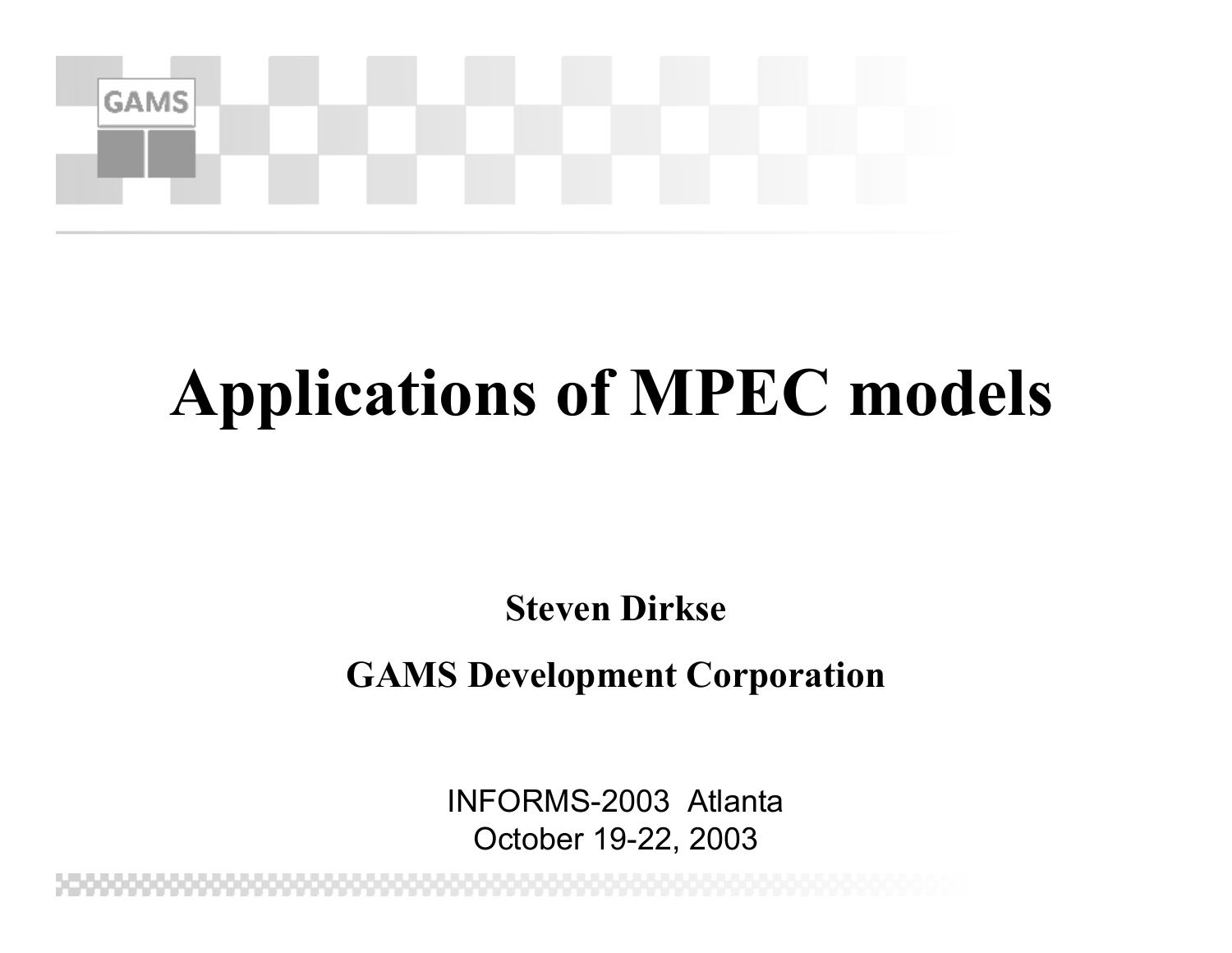# Applications of MPEC models

**Steven Dirkse**

**GAMS Development Corporation**

INFORMS-2003 Atlanta
October 19-22, 2003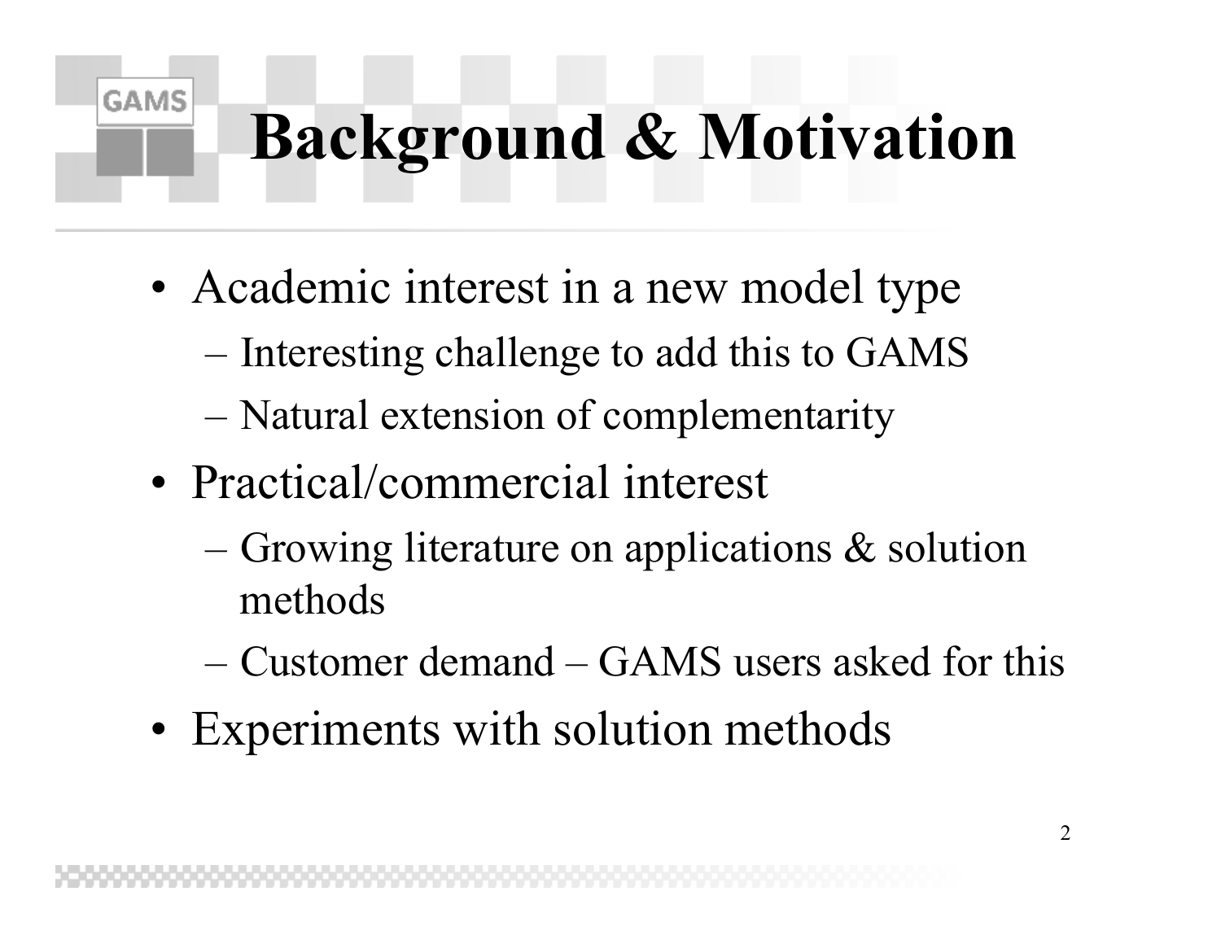# Background & Motivation

- Academic interest in a new model type
  - Interesting challenge to add this to GAMS
  - Natural extension of complementarity
- Practical/commercial interest
  - Growing literature on applications & solution methods
  - Customer demand – GAMS users asked for this
- Experiments with solution methods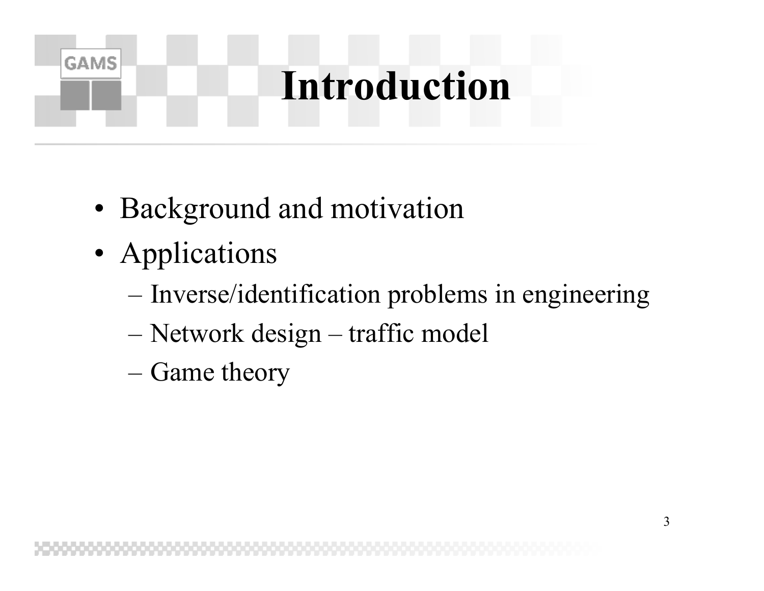# Introduction

- Background and motivation
- Applications
  - Inverse/identification problems in engineering
  - Network design – traffic model
  - Game theory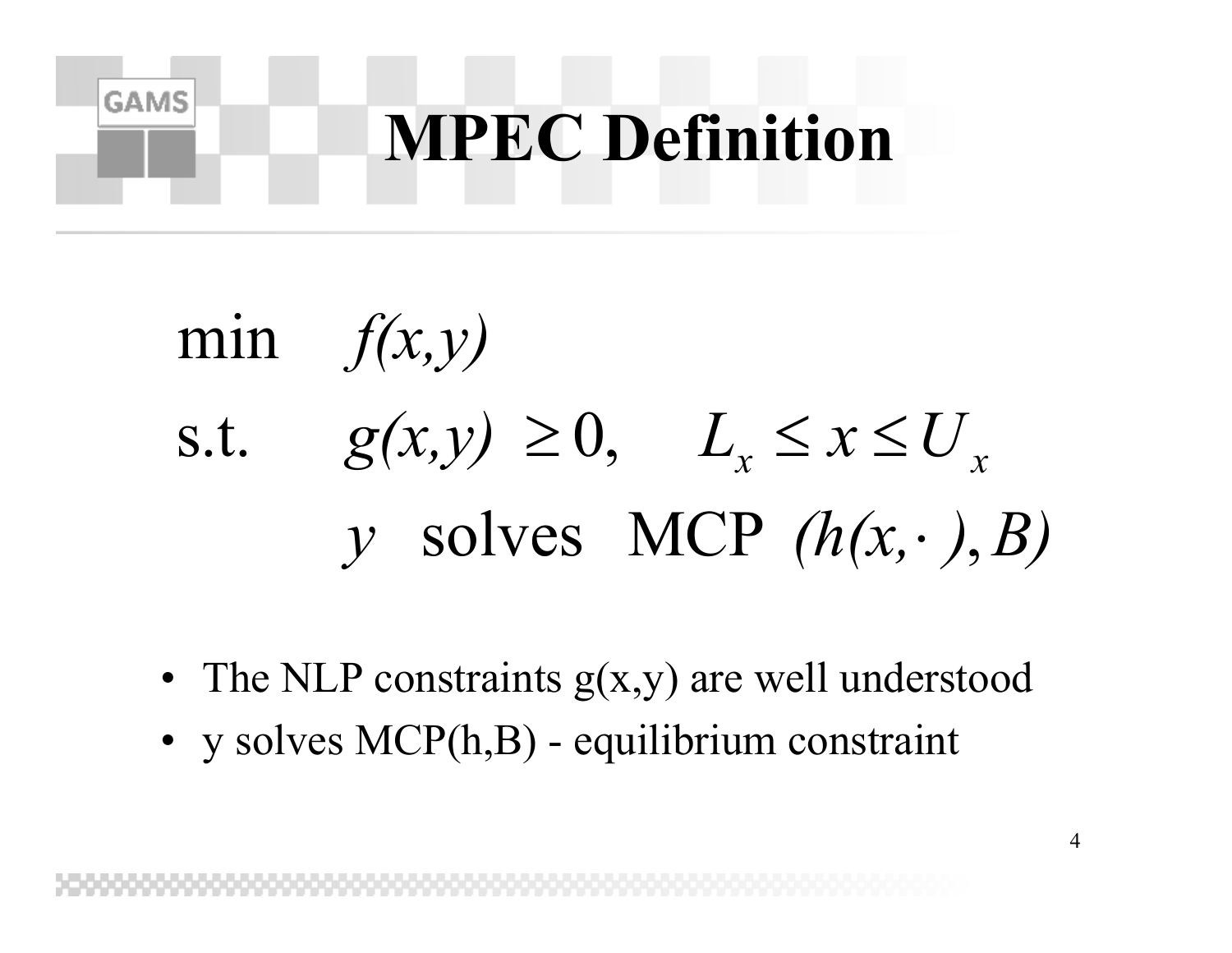# MPEC Definition

$$
\begin{aligned}
\min \quad & f(x,y) \\
\text{s.t.} \quad & g(x,y) \geq 0, \quad L_x \leq x \leq U_x \\
& y \ \text{ solves } \ \text{MCP} \ (h(x,\cdot), B)
\end{aligned}
$$

- The NLP constraints g(x,y) are well understood
- y solves MCP(h,B) - equilibrium constraint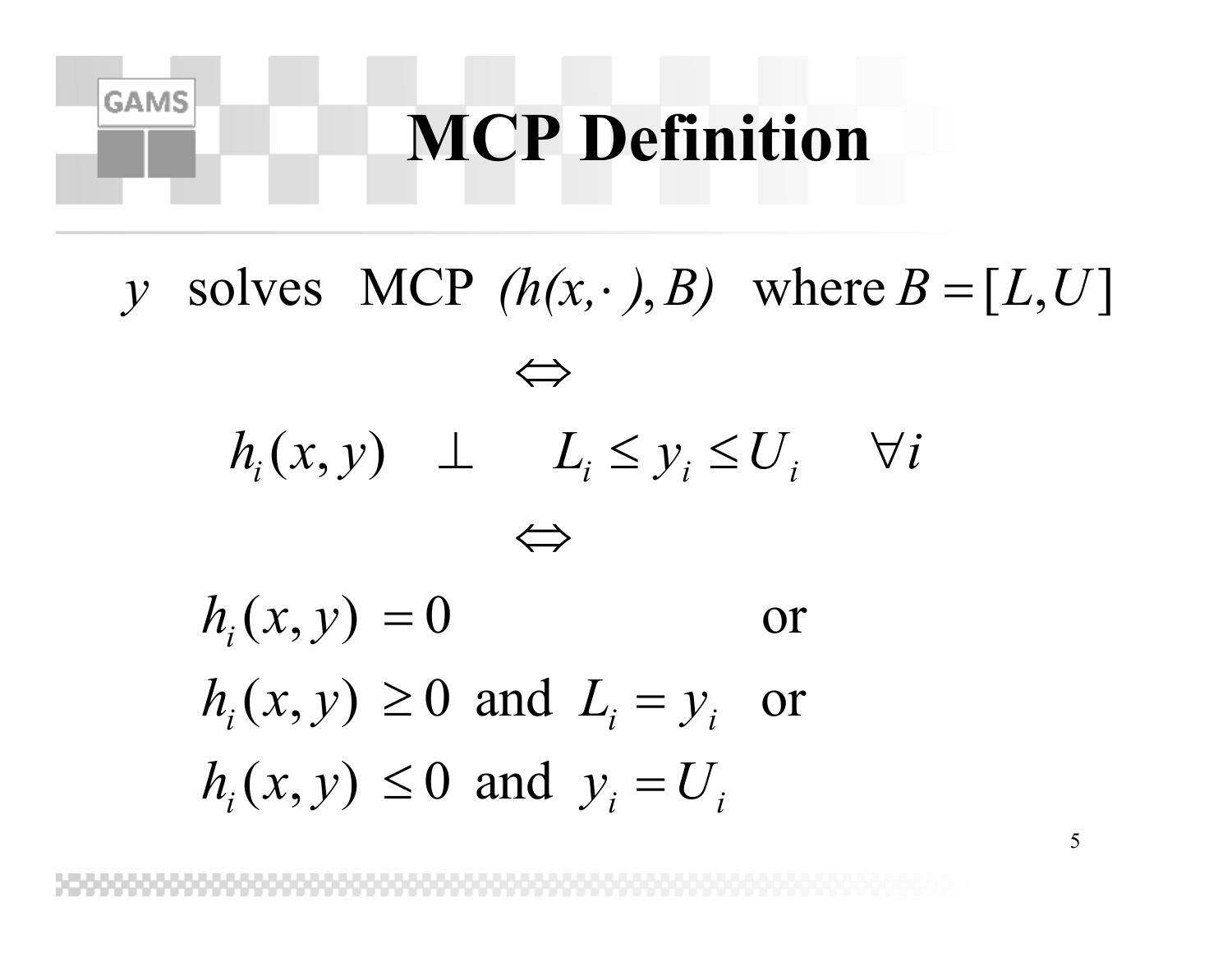# MCP Definition

$$y \text{ solves MCP } (h(x,\cdot), B) \text{ where } B = [L, U]$$

$$\Leftrightarrow$$

$$h_i(x,y) \quad \perp \quad L_i \le y_i \le U_i \quad \forall i$$

$$\Leftrightarrow$$

$$
\begin{aligned}
&h_i(x,y) = 0 && \text{or} \\
&h_i(x,y) \ge 0 \text{ and } L_i = y_i && \text{or} \\
&h_i(x,y) \le 0 \text{ and } y_i = U_i &&
\end{aligned}
$$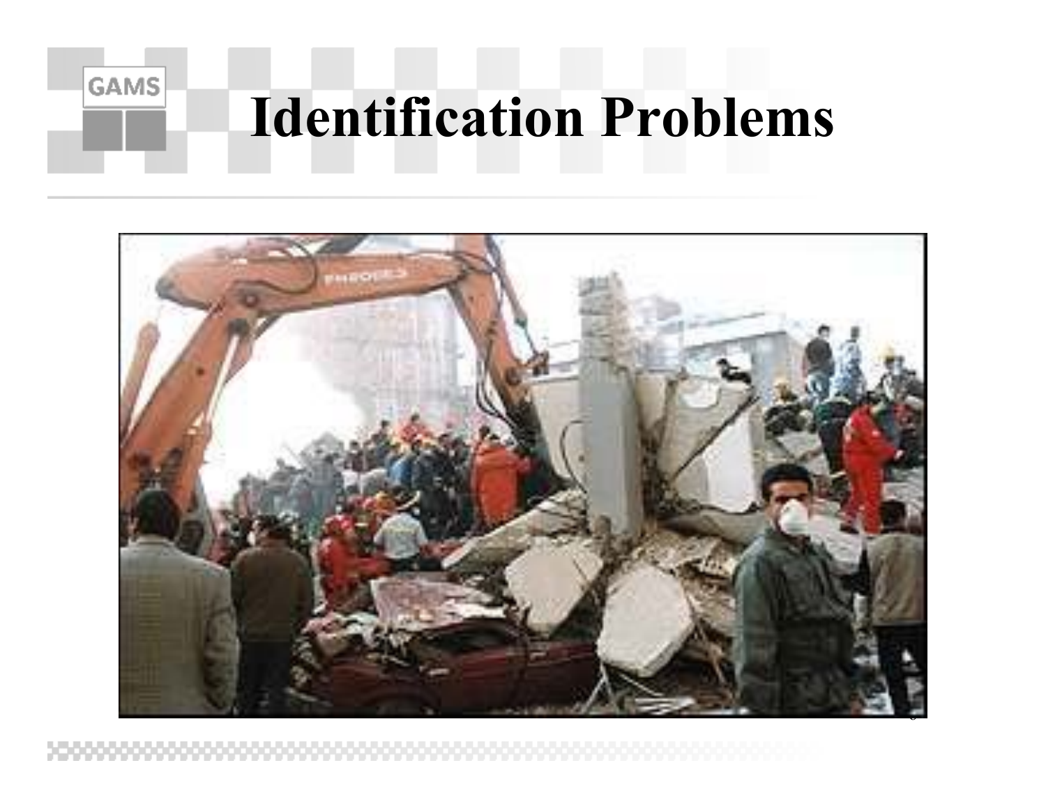# Identification Problems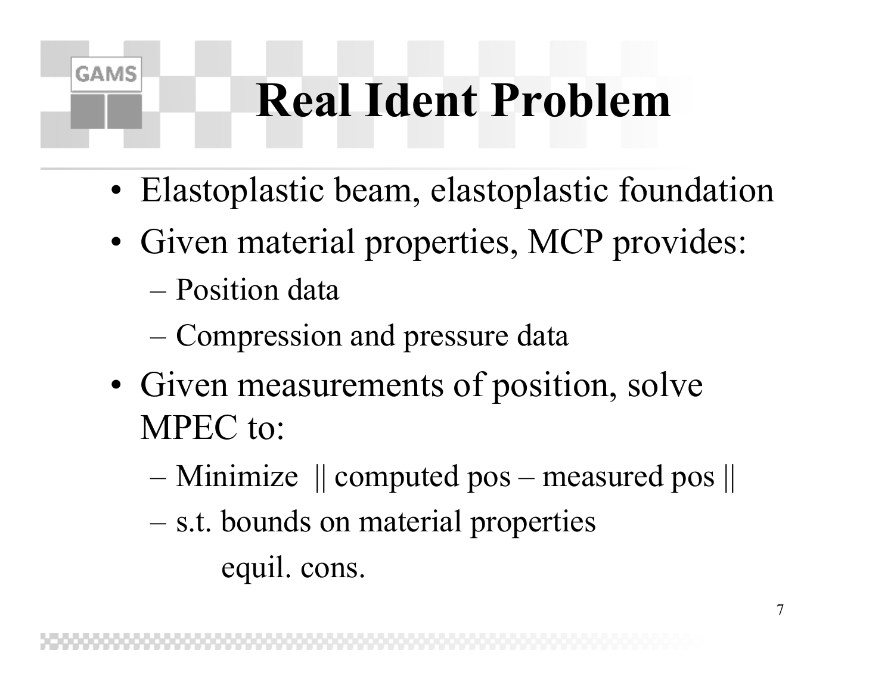# Real Ident Problem

- Elastoplastic beam, elastoplastic foundation
- Given material properties, MCP provides:
  - Position data
  - Compression and pressure data
- Given measurements of position, solve MPEC to:
  - Minimize || computed pos – measured pos ||
  - s.t. bounds on material properties

    equil. cons.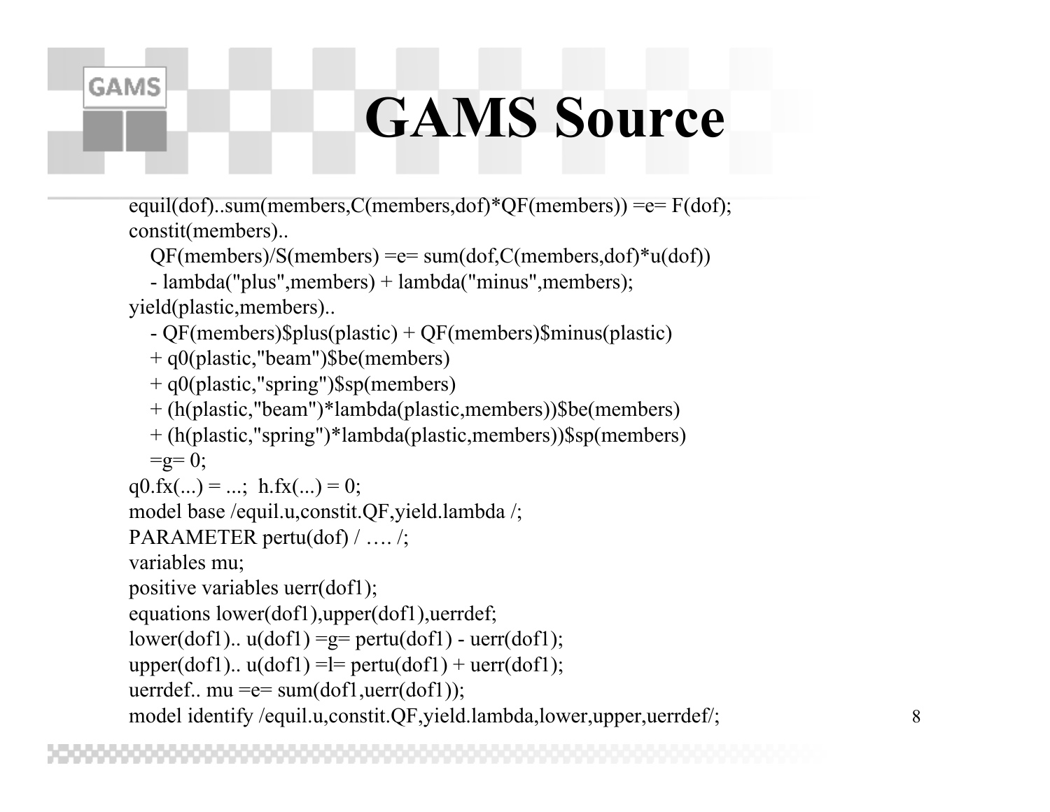# GAMS Source

```
equil(dof)..sum(members,C(members,dof)*QF(members)) =e= F(dof);
constit(members)..
   QF(members)/S(members) =e= sum(dof,C(members,dof)*u(dof))
   - lambda("plus",members) + lambda("minus",members);
yield(plastic,members)..
   - QF(members)$plus(plastic) + QF(members)$minus(plastic)
   + q0(plastic,"beam")$be(members)
   + q0(plastic,"spring")$sp(members)
   + (h(plastic,"beam")*lambda(plastic,members))$be(members)
   + (h(plastic,"spring")*lambda(plastic,members))$sp(members)
   =g= 0;
q0.fx(...) = ...;  h.fx(...) = 0;
model base /equil.u,constit.QF,yield.lambda /;
PARAMETER pertu(dof) / …. /;
variables mu;
positive variables uerr(dof1);
equations lower(dof1),upper(dof1),uerrdef;
lower(dof1).. u(dof1) =g= pertu(dof1) - uerr(dof1);
upper(dof1).. u(dof1) =l= pertu(dof1) + uerr(dof1);
uerrdef.. mu =e= sum(dof1,uerr(dof1));
model identify /equil.u,constit.QF,yield.lambda,lower,upper,uerrdef/;
```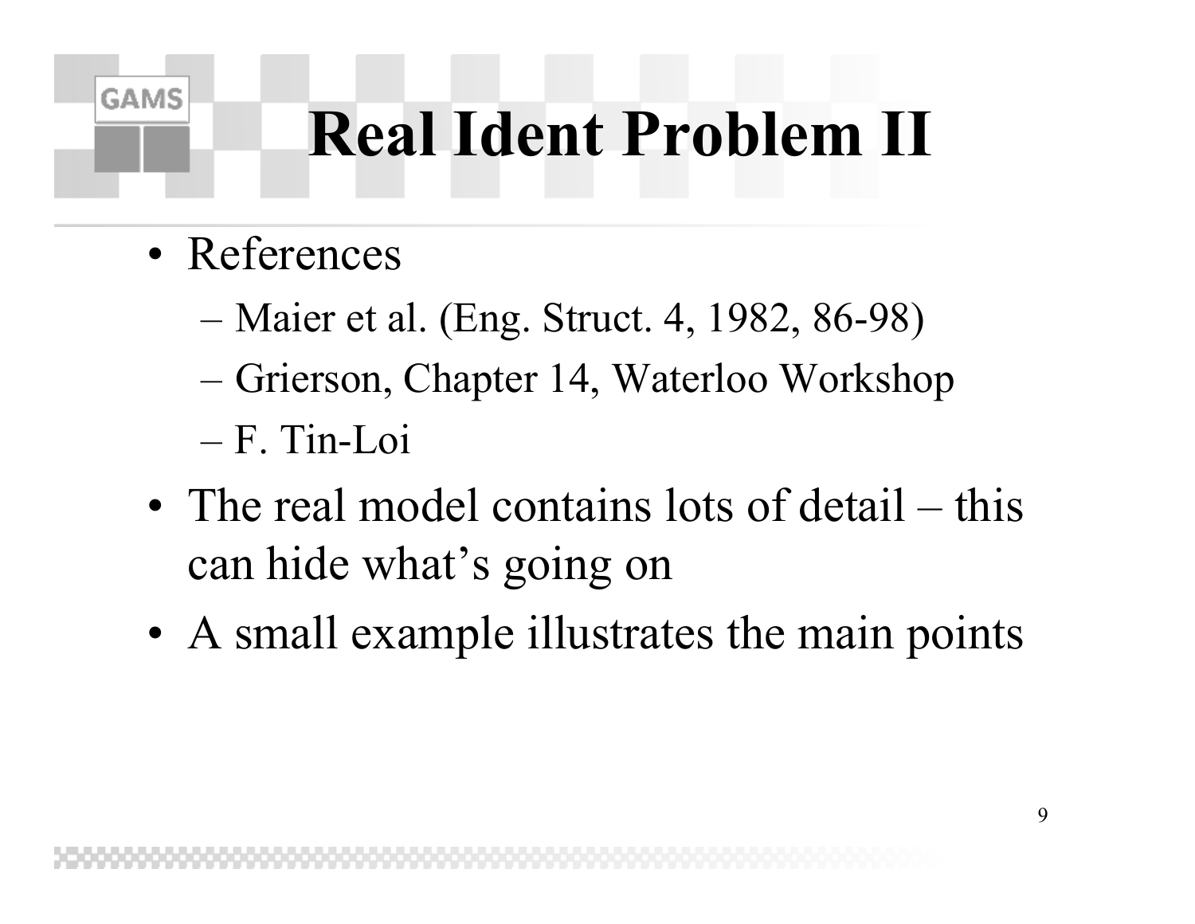# Real Ident Problem II

- References
  - Maier et al. (Eng. Struct. 4, 1982, 86-98)
  - Grierson, Chapter 14, Waterloo Workshop
  - F. Tin-Loi
- The real model contains lots of detail – this can hide what's going on
- A small example illustrates the main points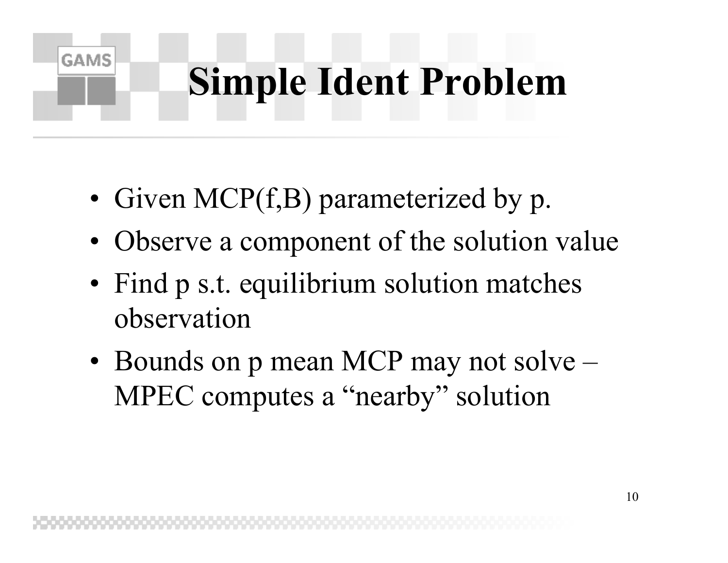# Simple Ident Problem

- Given MCP(f,B) parameterized by p.
- Observe a component of the solution value
- Find p s.t. equilibrium solution matches observation
- Bounds on p mean MCP may not solve – MPEC computes a “nearby” solution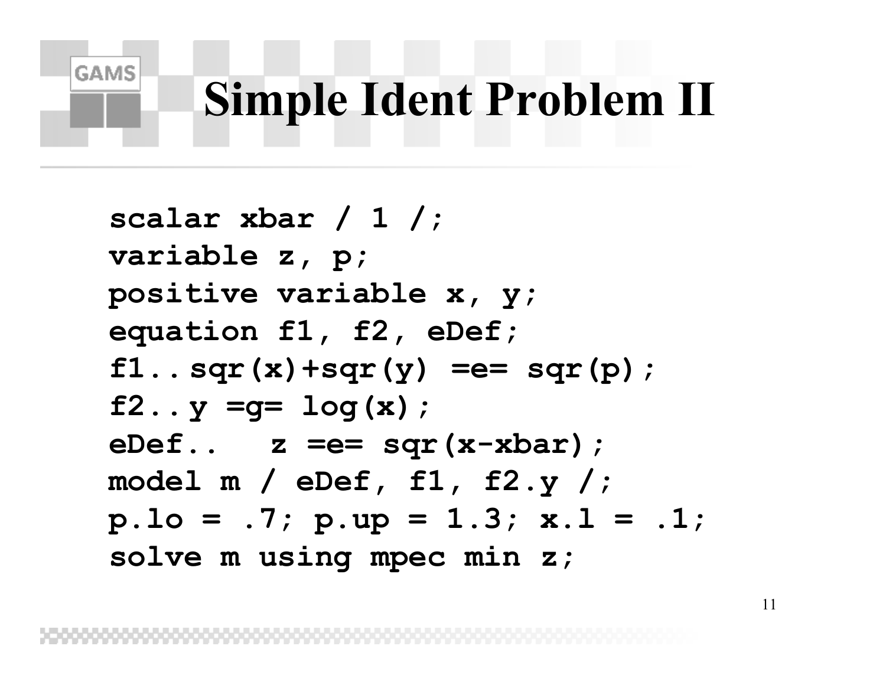# Simple Ident Problem II

```
scalar xbar / 1 /;
variable z, p;
positive variable x, y;
equation f1, f2, eDef;
f1..sqr(x)+sqr(y) =e= sqr(p);
f2..y =g= log(x);
eDef..   z =e= sqr(x-xbar);
model m / eDef, f1, f2.y /;
p.lo = .7; p.up = 1.3; x.l = .1;
solve m using mpec min z;
```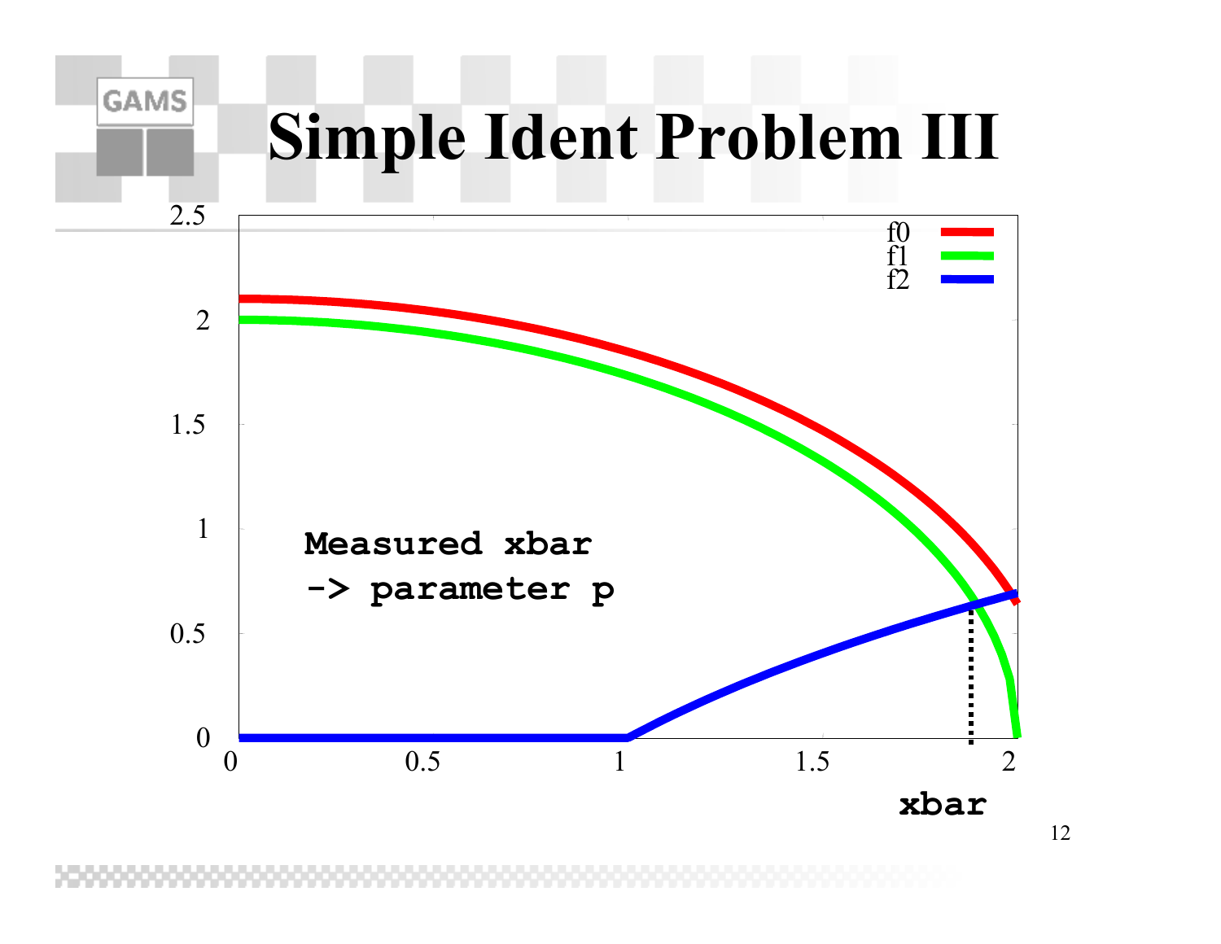# Simple Ident Problem III

Measured xbar
-> parameter p

| f0 |
|---|
| f1 |
| f2 |

xbar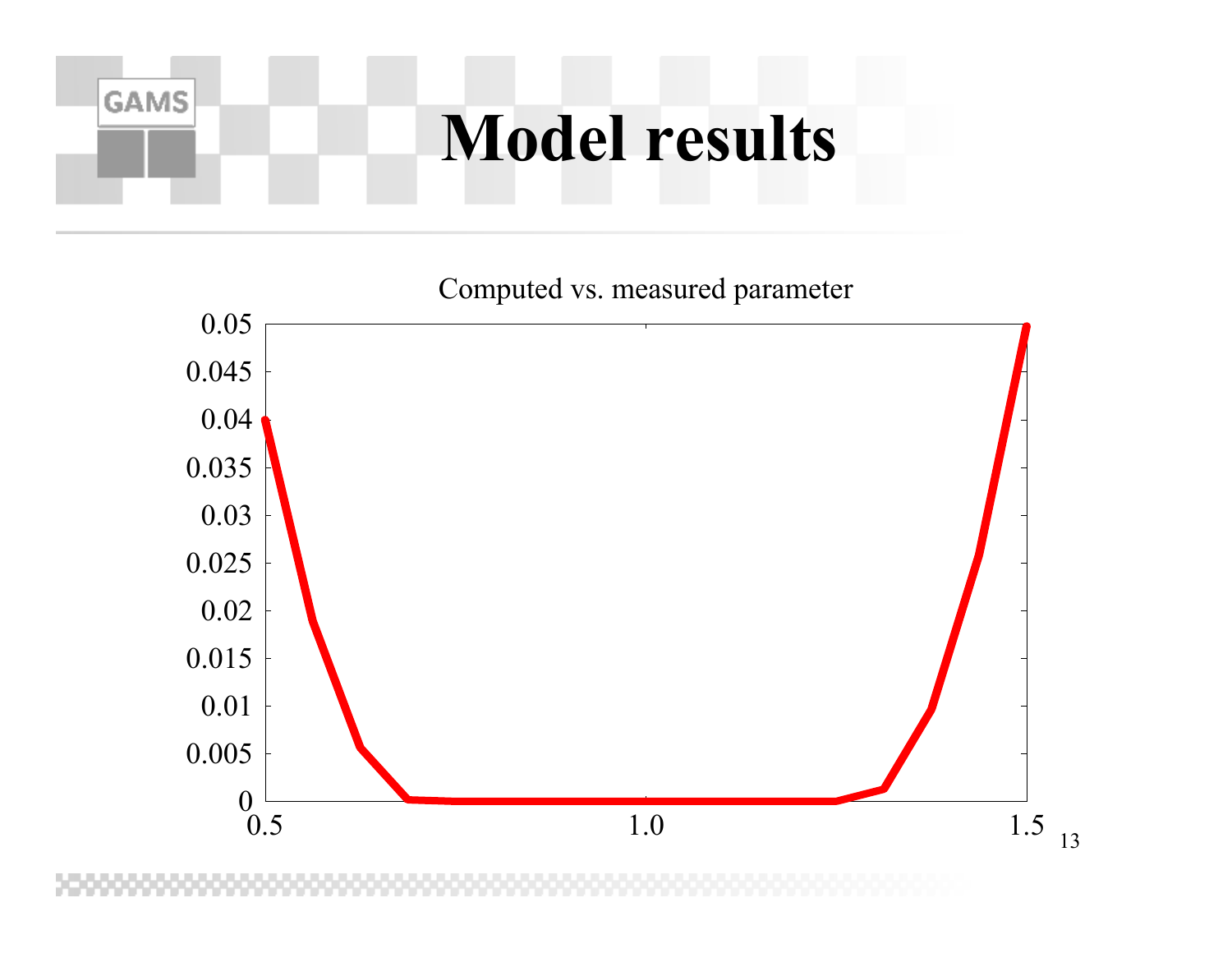# Model results

Computed vs. measured parameter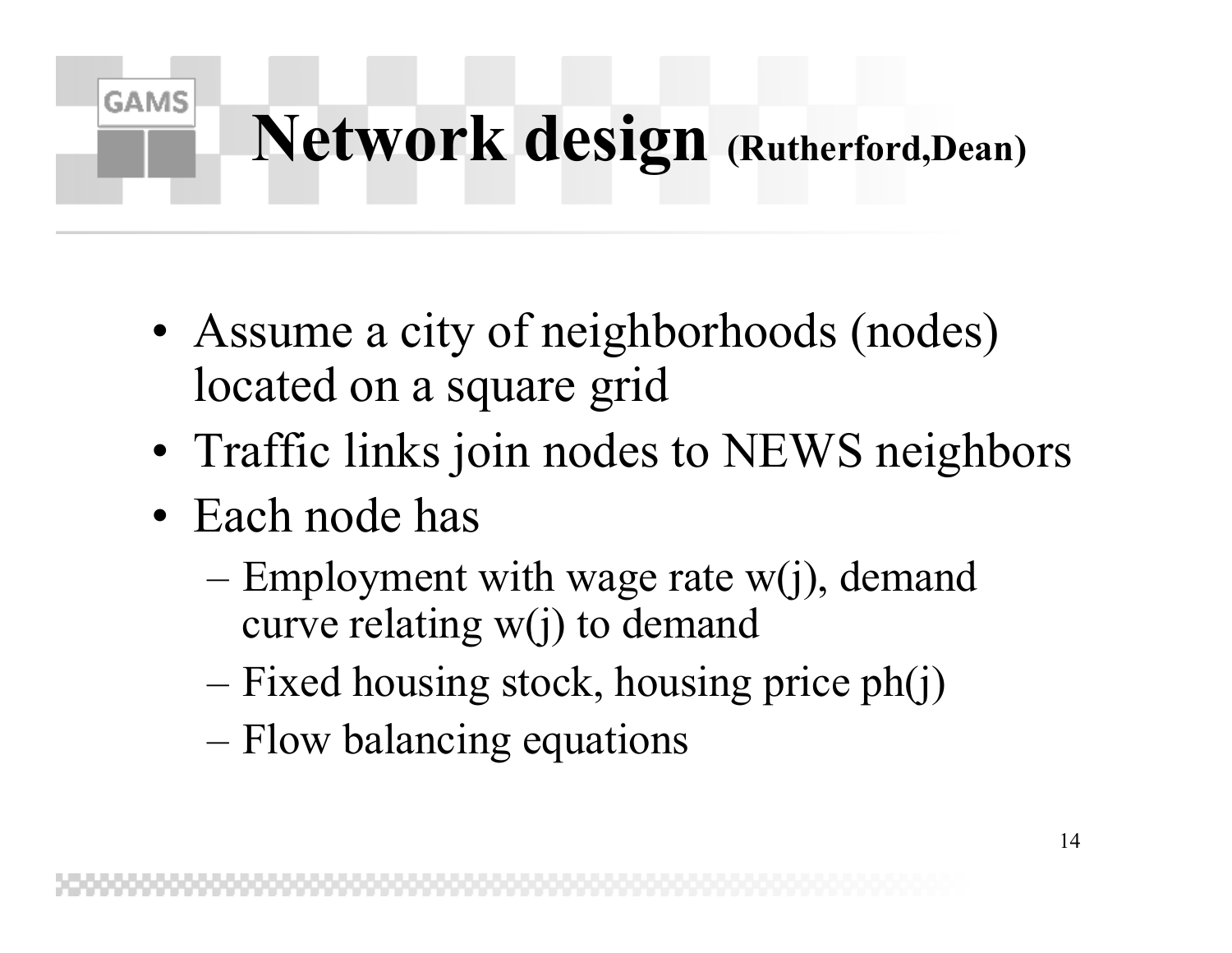# Network design (Rutherford,Dean)

- Assume a city of neighborhoods (nodes) located on a square grid
- Traffic links join nodes to NEWS neighbors
- Each node has
  - Employment with wage rate w(j), demand curve relating w(j) to demand
  - Fixed housing stock, housing price ph(j)
  - Flow balancing equations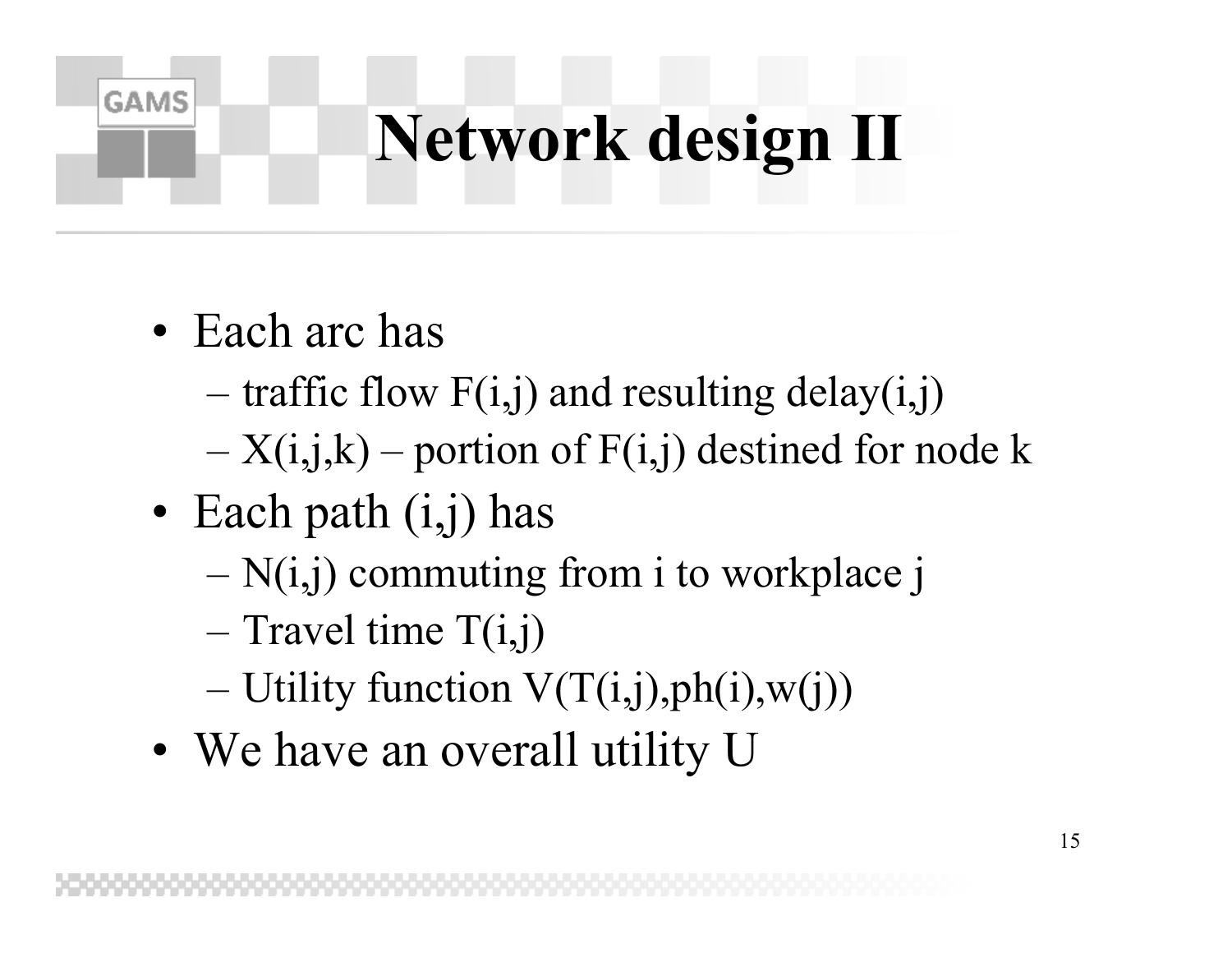# Network design II

- Each arc has
  - traffic flow $F(i,j)$ and resulting $delay(i,j)$
  - $X(i,j,k)$ – portion of $F(i,j)$ destined for node k
- Each path (i,j) has
  - $N(i,j)$ commuting from i to workplace j
  - Travel time $T(i,j)$
  - Utility function $V(T(i,j),ph(i),w(j))$
- We have an overall utility U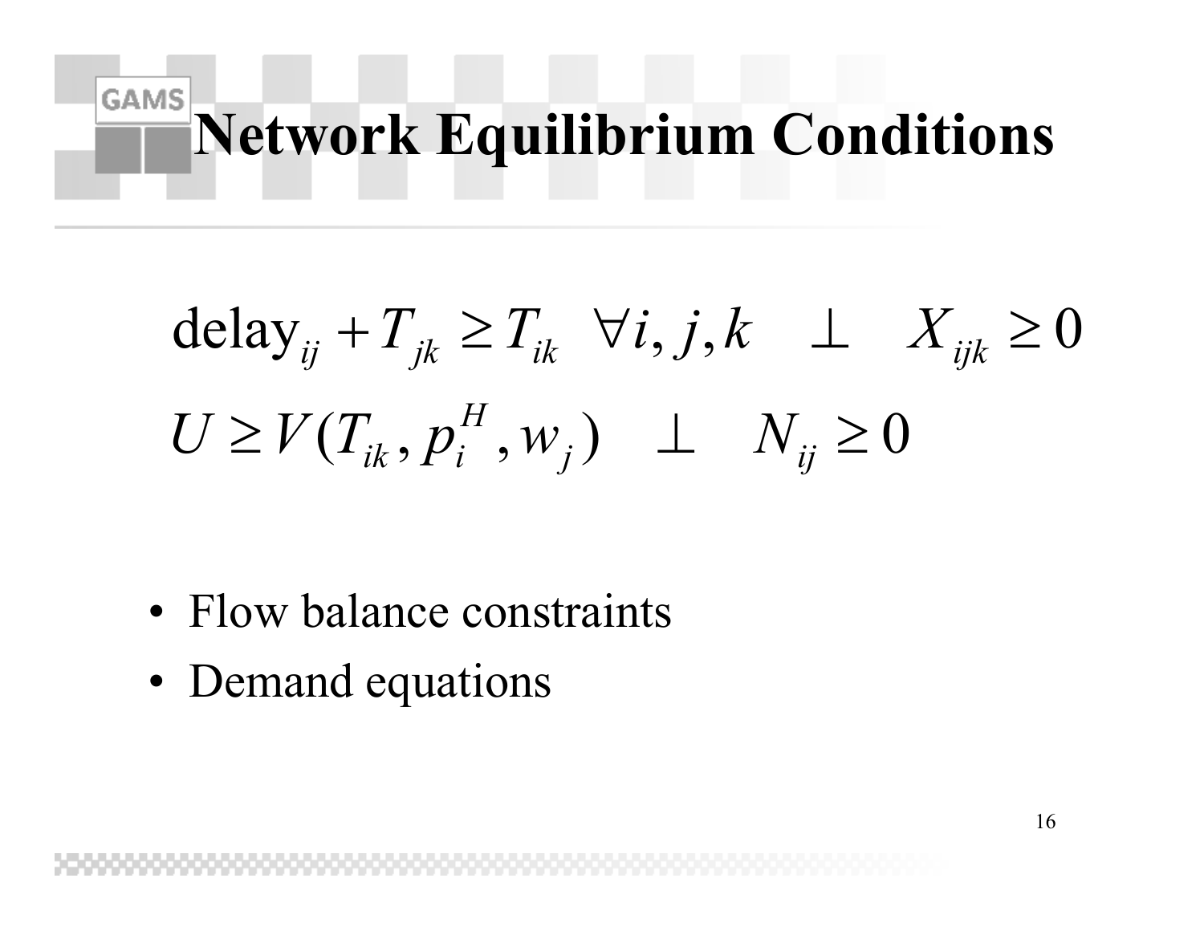# Network Equilibrium Conditions

$$\text{delay}_{ij} + T_{jk} \geq T_{ik} \quad \forall i, j, k \quad \perp \quad X_{ijk} \geq 0$$

$$U \geq V(T_{ik}, p_i^H, w_j) \quad \perp \quad N_{ij} \geq 0$$

- Flow balance constraints
- Demand equations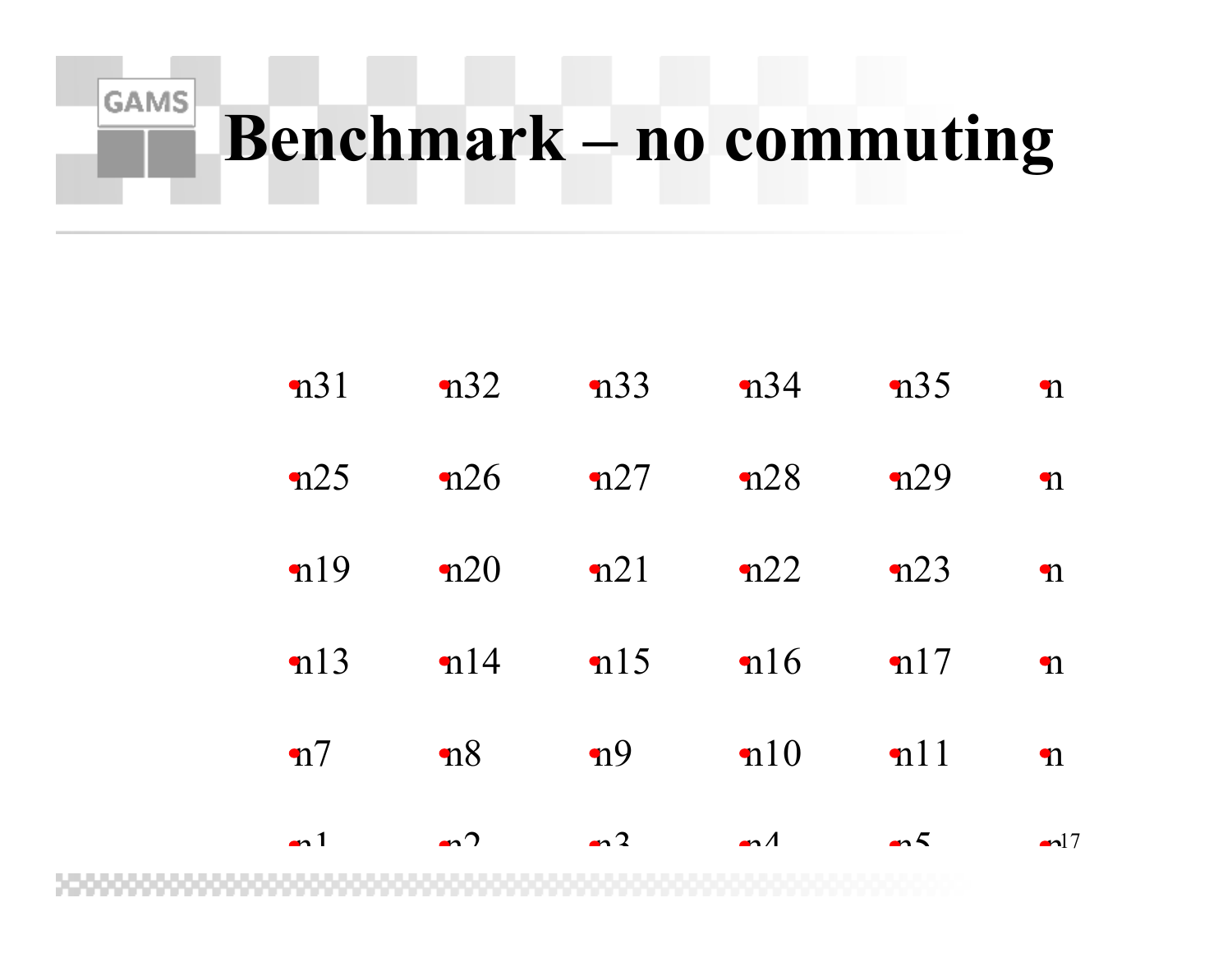# Benchmark – no commuting

| | | | | | |
|---|---|---|---|---|---|
| n31 | n32 | n33 | n34 | n35 | n |
| n25 | n26 | n27 | n28 | n29 | n |
| n19 | n20 | n21 | n22 | n23 | n |
| n13 | n14 | n15 | n16 | n17 | n |
| n7 | n8 | n9 | n10 | n11 | n |
| n1 | n2 | n3 | n4 | n5 | n |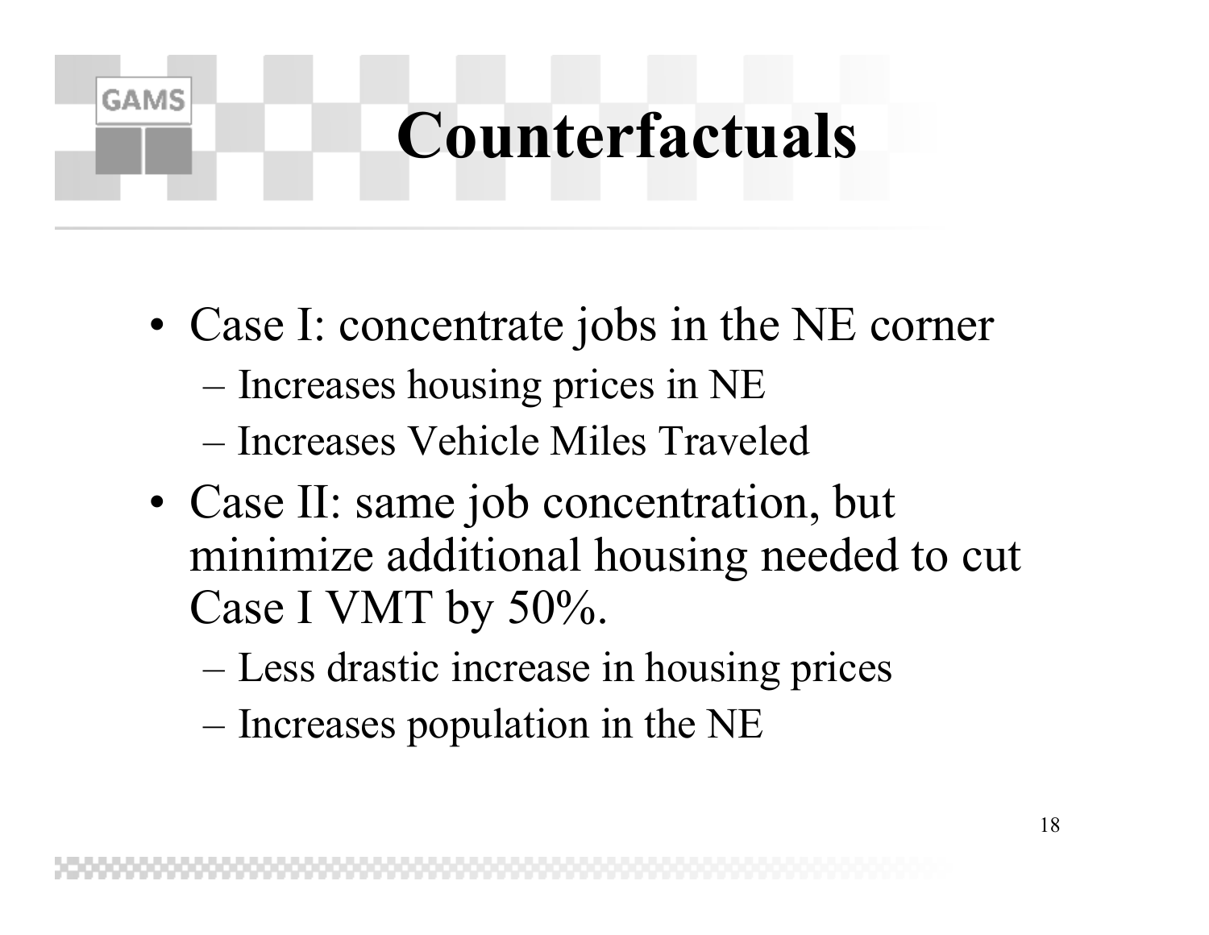# Counterfactuals

- Case I: concentrate jobs in the NE corner
  - Increases housing prices in NE
  - Increases Vehicle Miles Traveled
- Case II: same job concentration, but minimize additional housing needed to cut Case I VMT by 50%.
  - Less drastic increase in housing prices
  - Increases population in the NE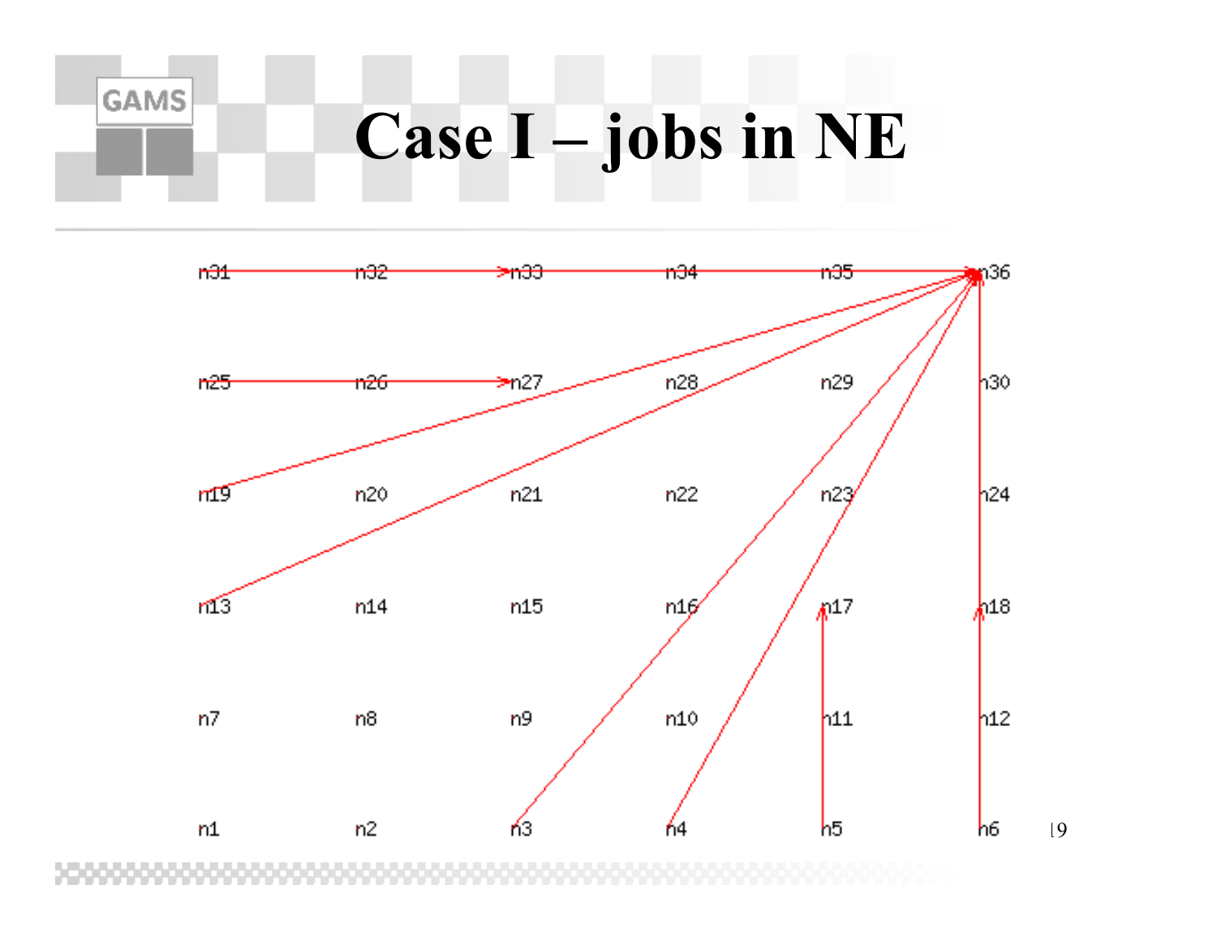# Case I – jobs in NE

n31 n32 n33 n34 n35 n36

n25 n26 n27 n28 n29 n30

n19 n20 n21 n22 n23 n24

n13 n14 n15 n16 n17 n18

n7 n8 n9 n10 n11 n12

n1 n2 n3 n4 n5 n6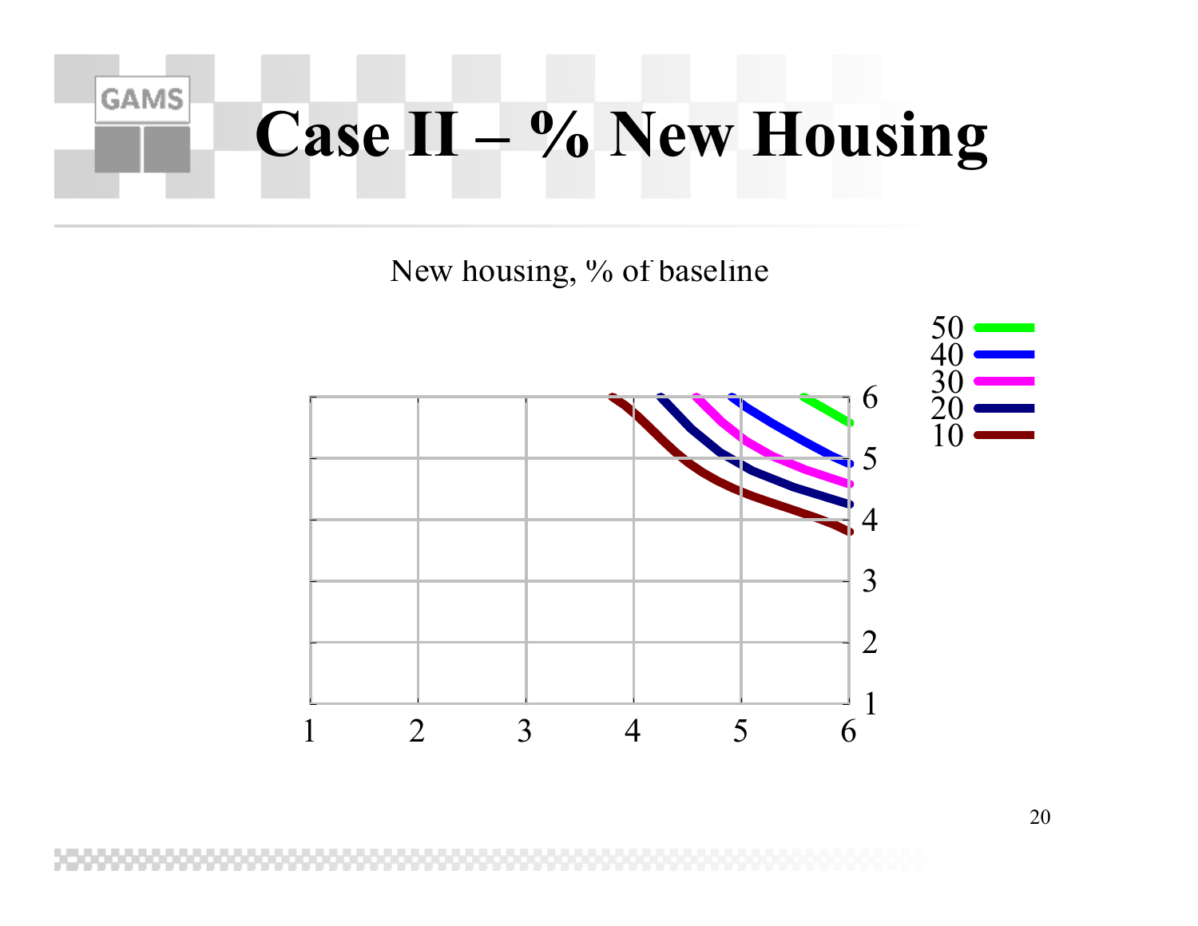# Case II – % New Housing

New housing, % of baseline

| Legend |
|---|
| 50 |
| 40 |
| 30 |
| 20 |
| 10 |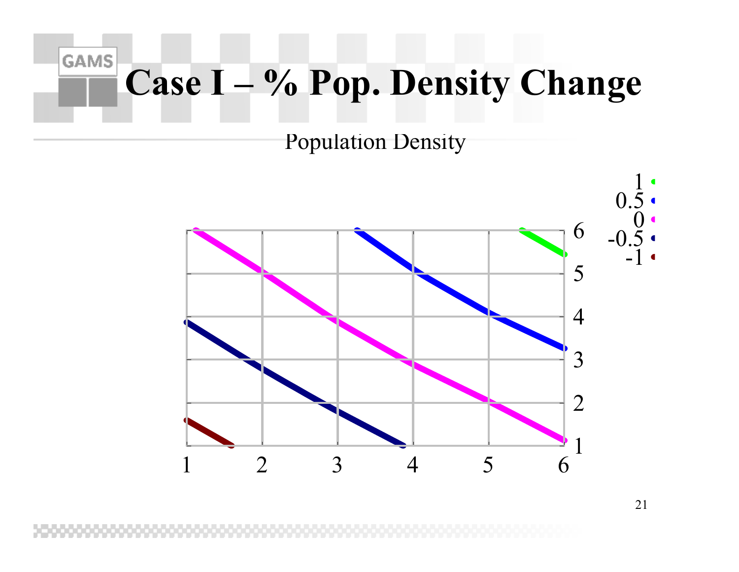# Case I – % Pop. Density Change

Population Density

| Legend |
|---|
| 1 |
| 0.5 |
| 0 |
| -0.5 |
| -1 |

X axis: 1, 2, 3, 4, 5, 6

Y axis: 1, 2, 3, 4, 5, 6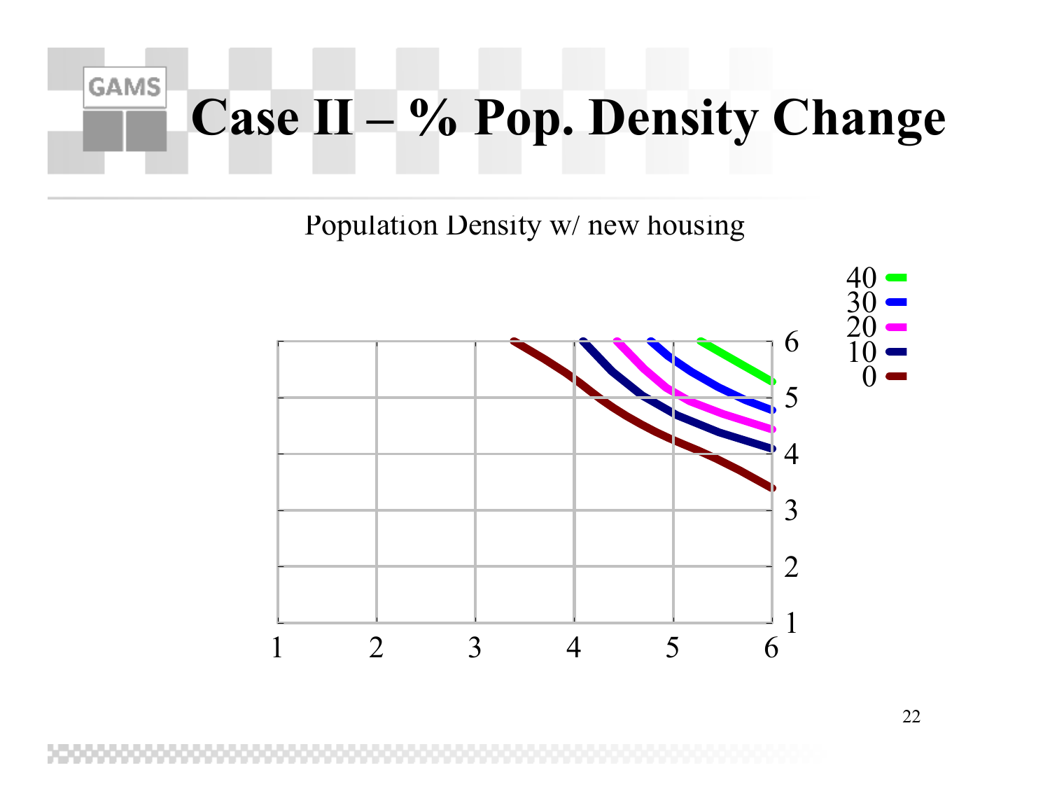# Case II – % Pop. Density Change

Population Density w/ new housing

Legend: 40, 30, 20, 10, 0

X-axis: 1, 2, 3, 4, 5, 6

Y-axis: 1, 2, 3, 4, 5, 6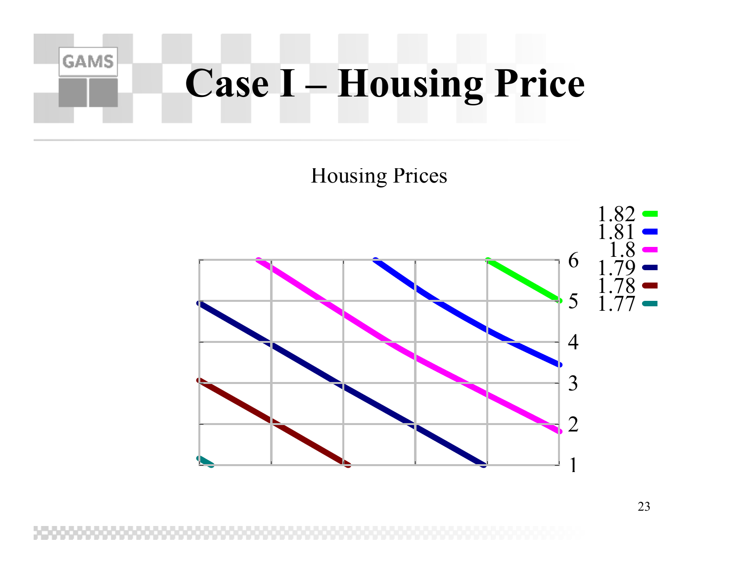# Case I – Housing Price

Housing Prices

1.82
1.81
1.8
1.79
1.78
1.77

6
5
4
3
2
1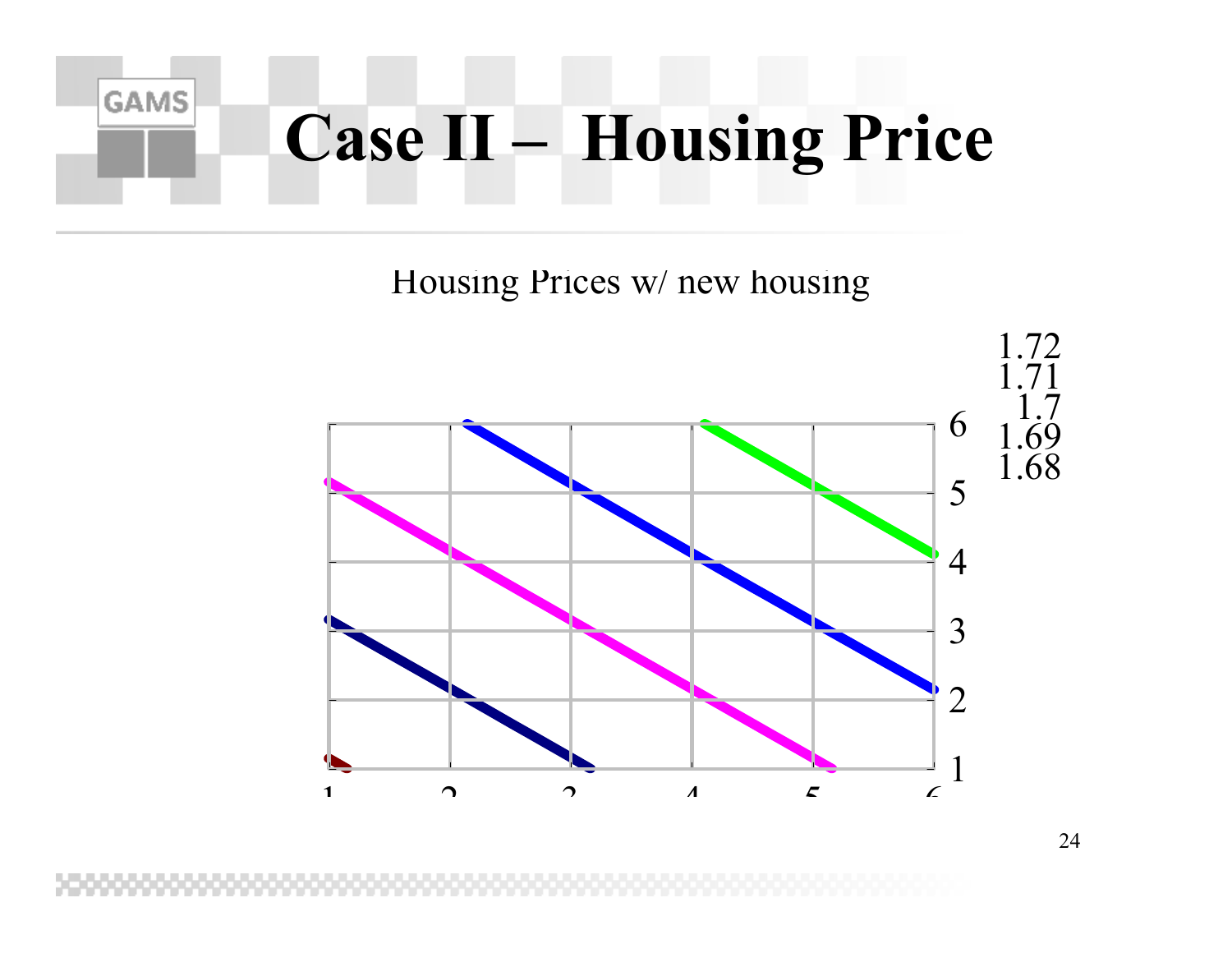# Case II – Housing Price

Housing Prices w/ new housing

1.72
1.71
1.7
1.69
1.68

6
5
4
3
2
1

1 2 3 4 5 6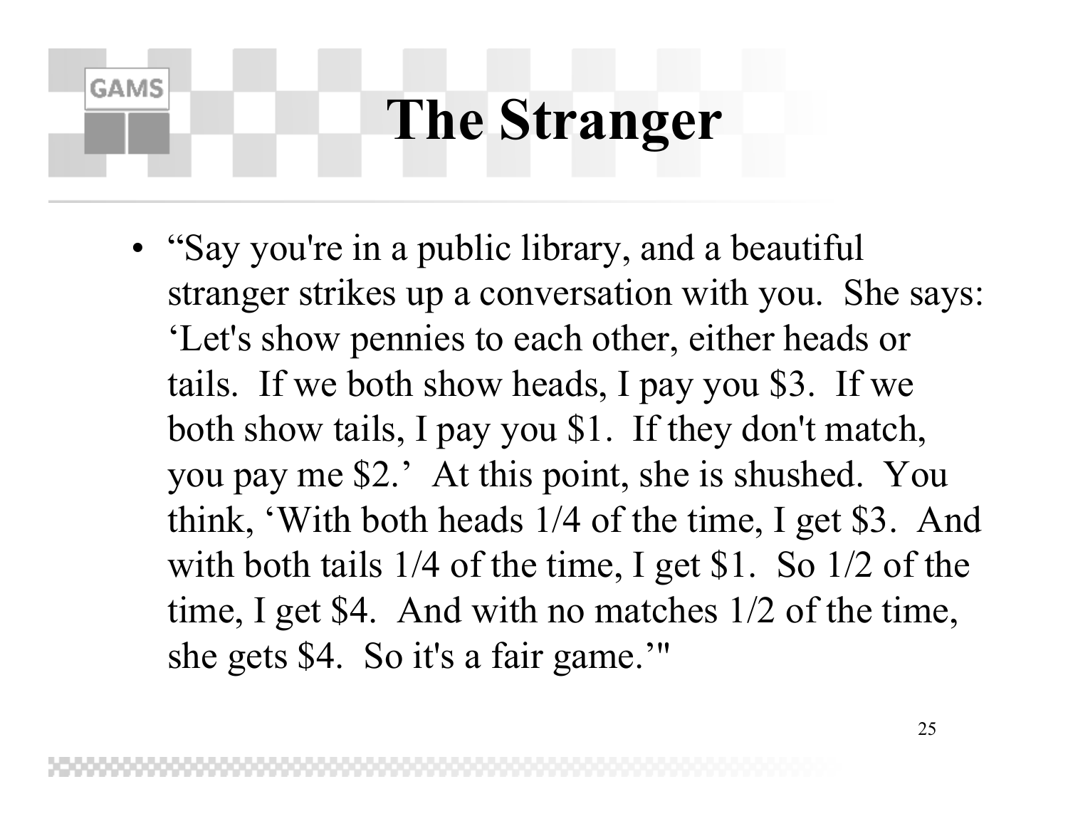# The Stranger

- "Say you're in a public library, and a beautiful stranger strikes up a conversation with you. She says: 'Let's show pennies to each other, either heads or tails. If we both show heads, I pay you \$3. If we both show tails, I pay you \$1. If they don't match, you pay me \$2.' At this point, she is shushed. You think, 'With both heads 1/4 of the time, I get \$3. And with both tails 1/4 of the time, I get \$1. So 1/2 of the time, I get \$4. And with no matches 1/2 of the time, she gets \$4. So it's a fair game.'"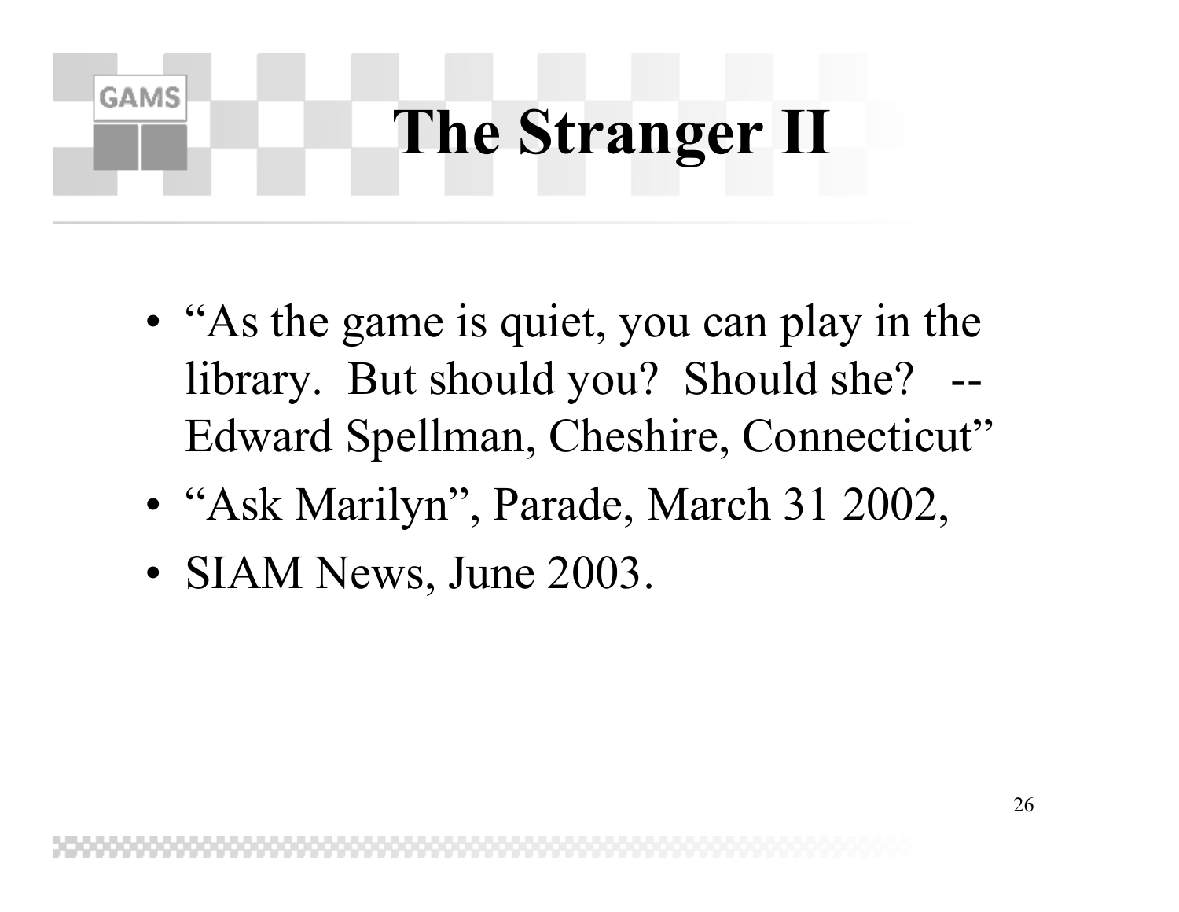# The Stranger II

- “As the game is quiet, you can play in the library. But should you? Should she? -- Edward Spellman, Cheshire, Connecticut”
- “Ask Marilyn”, Parade, March 31 2002,
- SIAM News, June 2003.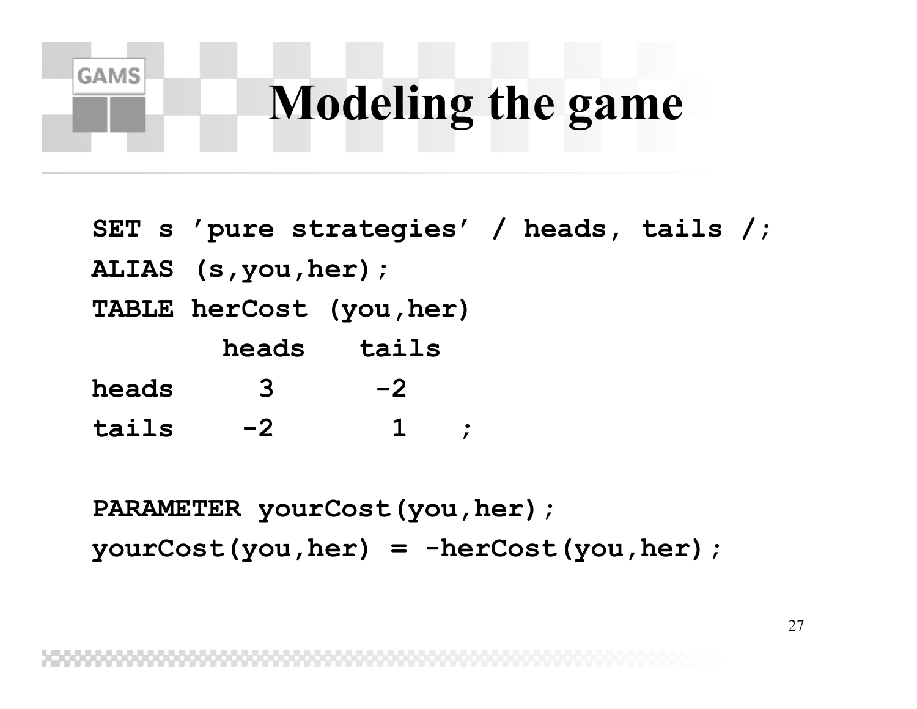# Modeling the game

```
SET s 'pure strategies' / heads, tails /;
ALIAS (s,you,her);
TABLE herCost (you,her)
        heads   tails
heads     3      -2
tails    -2       1   ;

PARAMETER yourCost(you,her);
yourCost(you,her) = -herCost(you,her);
```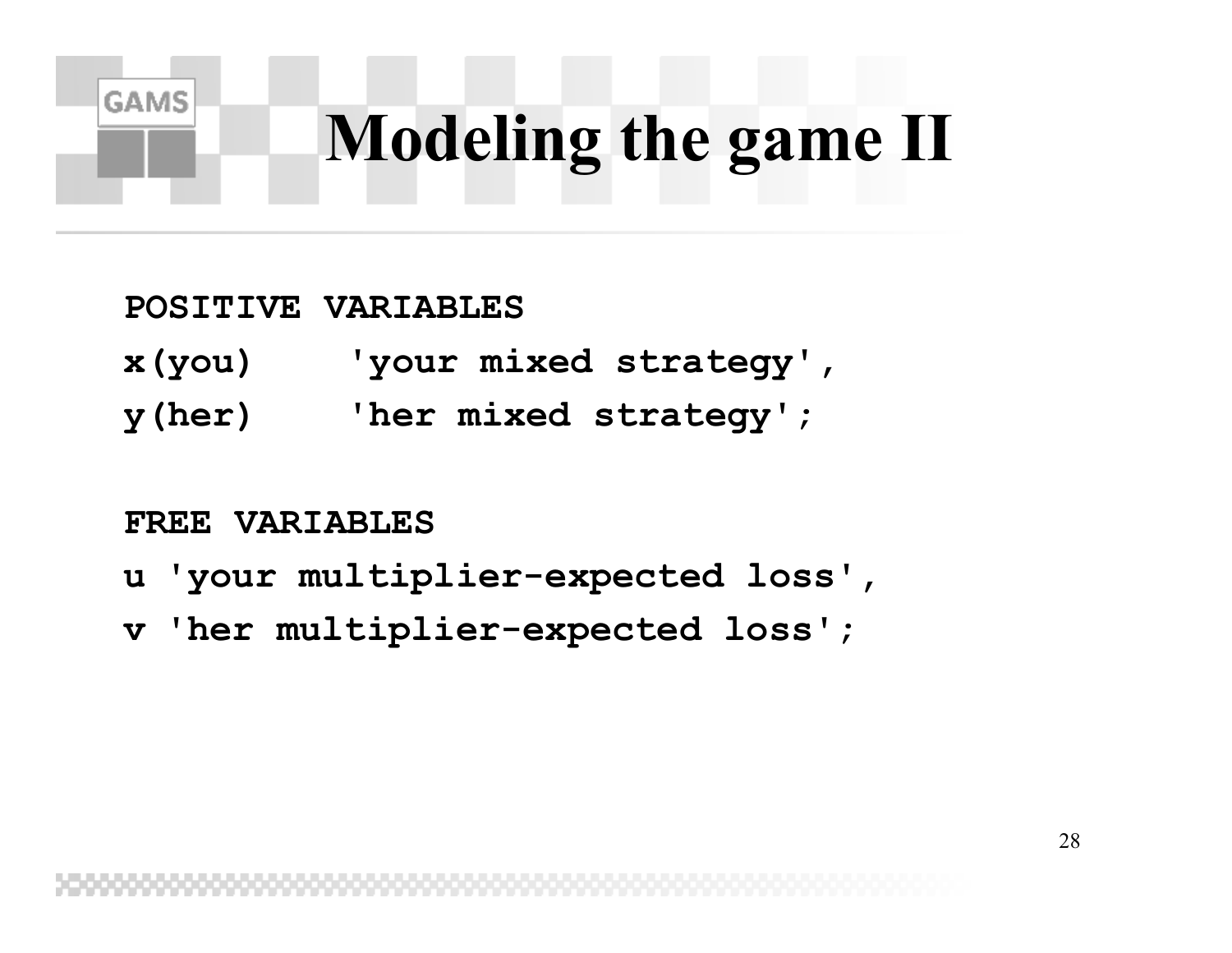# Modeling the game II

```
POSITIVE VARIABLES
x(you)    'your mixed strategy',
y(her)    'her mixed strategy';

FREE VARIABLES
u 'your multiplier-expected loss',
v 'her multiplier-expected loss';
```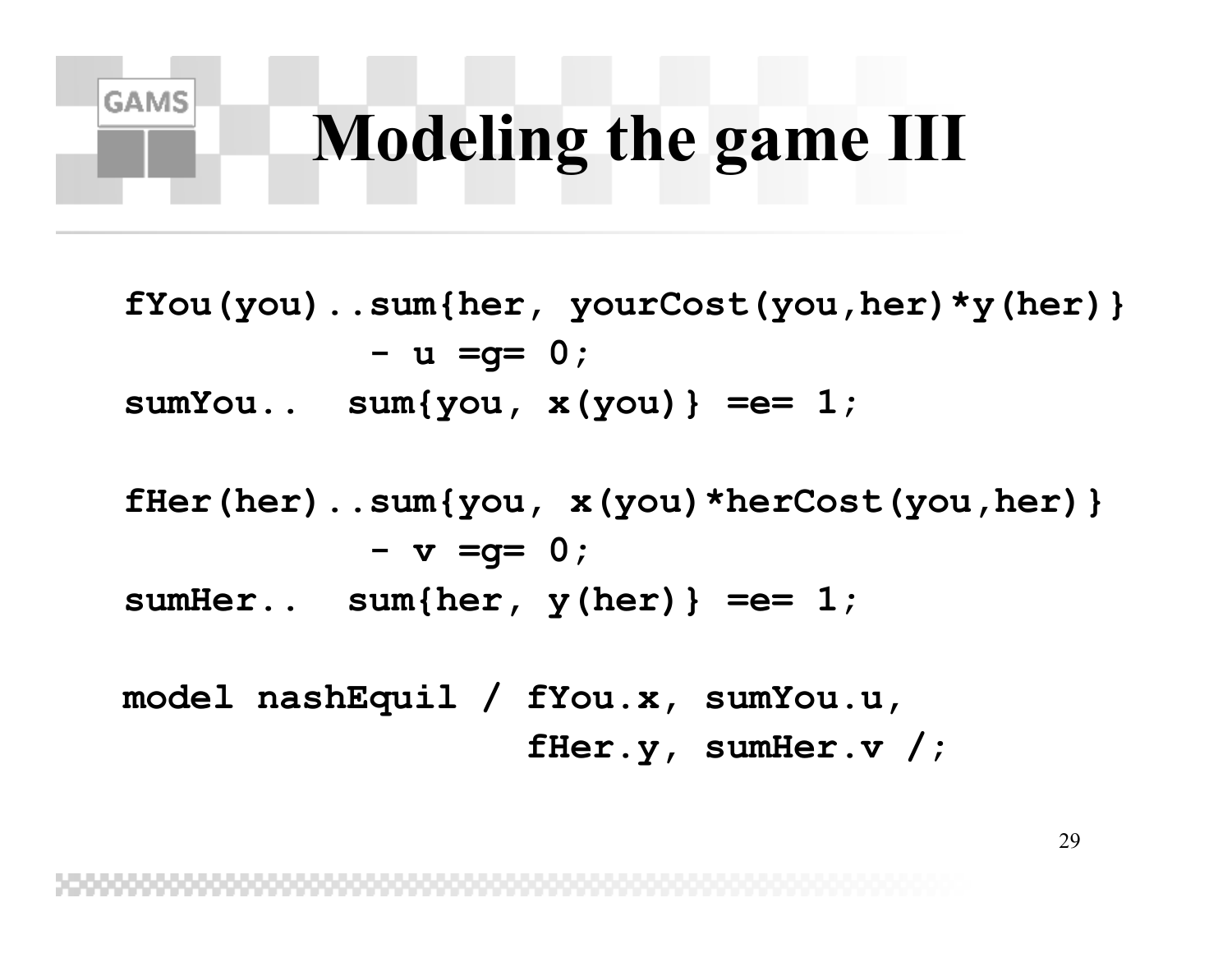# Modeling the game III

```
fYou(you)..sum{her, yourCost(you,her)*y(her)}
           - u =g= 0;
sumYou..  sum{you, x(you)} =e= 1;

fHer(her)..sum{you, x(you)*herCost(you,her)}
           - v =g= 0;
sumHer..  sum{her, y(her)} =e= 1;

model nashEquil / fYou.x, sumYou.u,
                  fHer.y, sumHer.v /;
```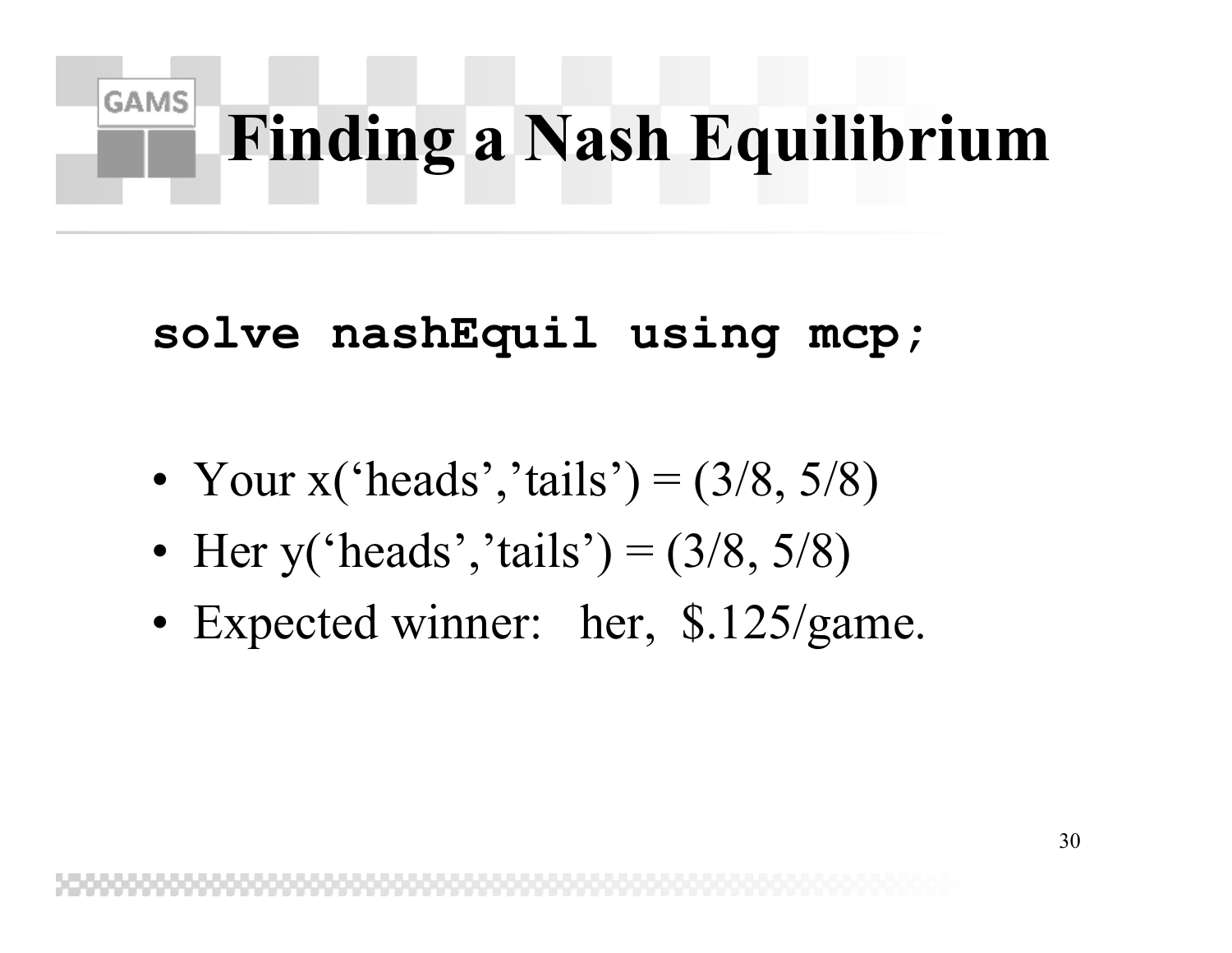# Finding a Nash Equilibrium

```
solve nashEquil using mcp;
```

- Your x('heads','tails') = (3/8, 5/8)
- Her y('heads','tails') = (3/8, 5/8)
- Expected winner: her, $.125/game.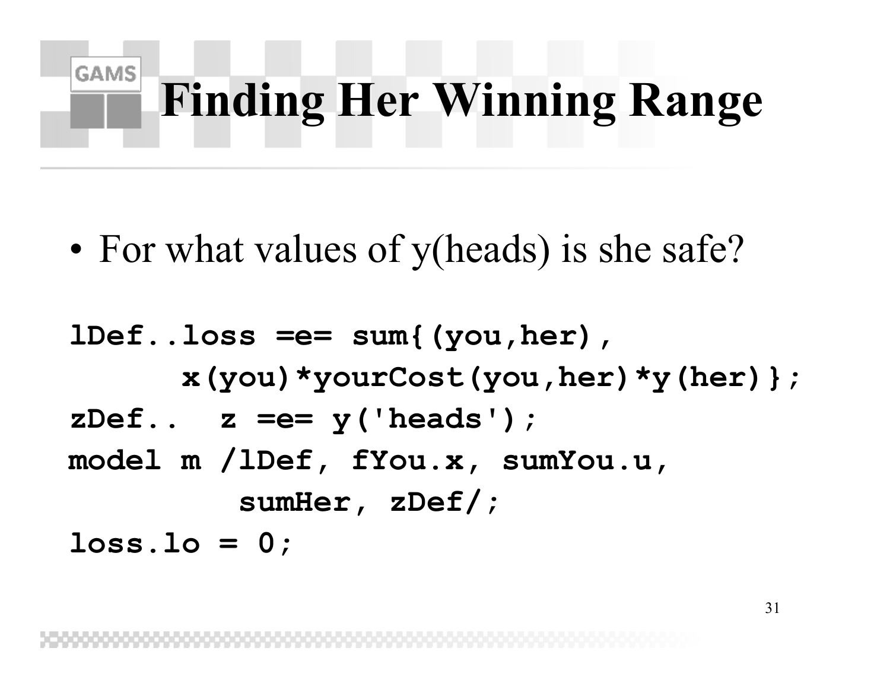# Finding Her Winning Range

- For what values of y(heads) is she safe?

```
lDef..loss =e= sum{(you,her),
      x(you)*yourCost(you,her)*y(her)};
zDef..  z =e= y('heads');
model m /lDef, fYou.x, sumYou.u,
         sumHer, zDef/;
loss.lo = 0;
```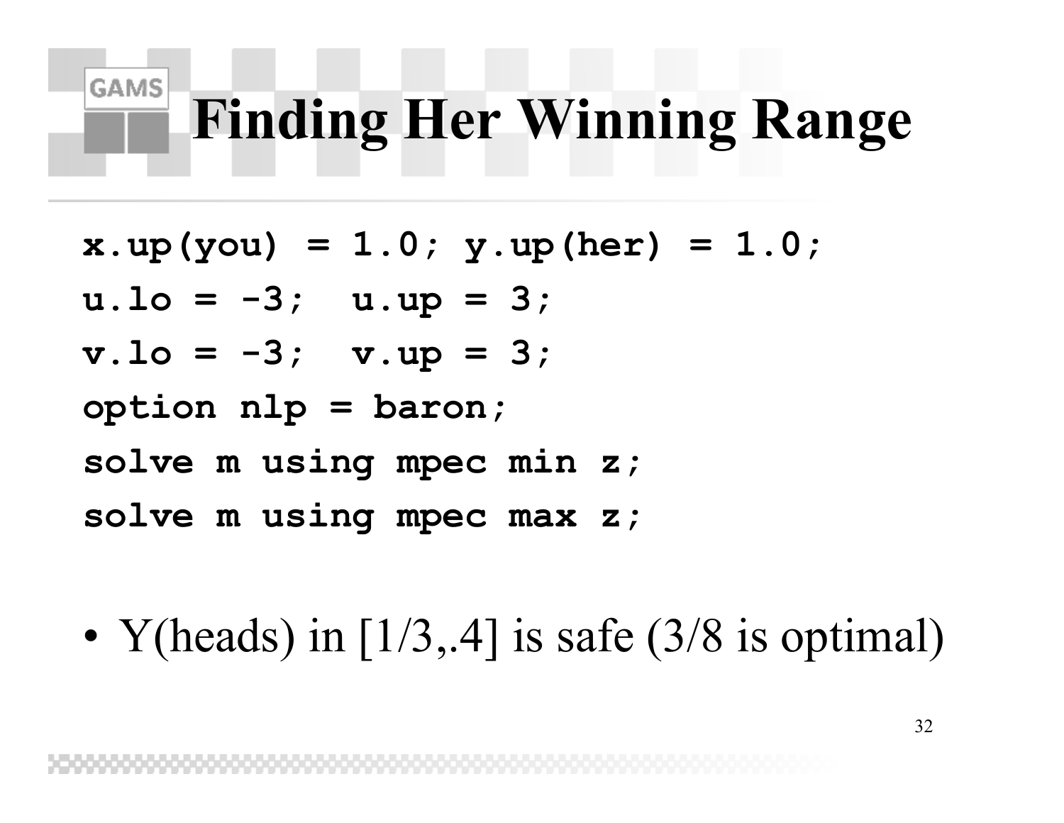# Finding Her Winning Range

```
x.up(you) = 1.0; y.up(her) = 1.0;
u.lo = -3;  u.up = 3;
v.lo = -3;  v.up = 3;
option nlp = baron;
solve m using mpec min z;
solve m using mpec max z;
```

- Y(heads) in [1/3,.4] is safe (3/8 is optimal)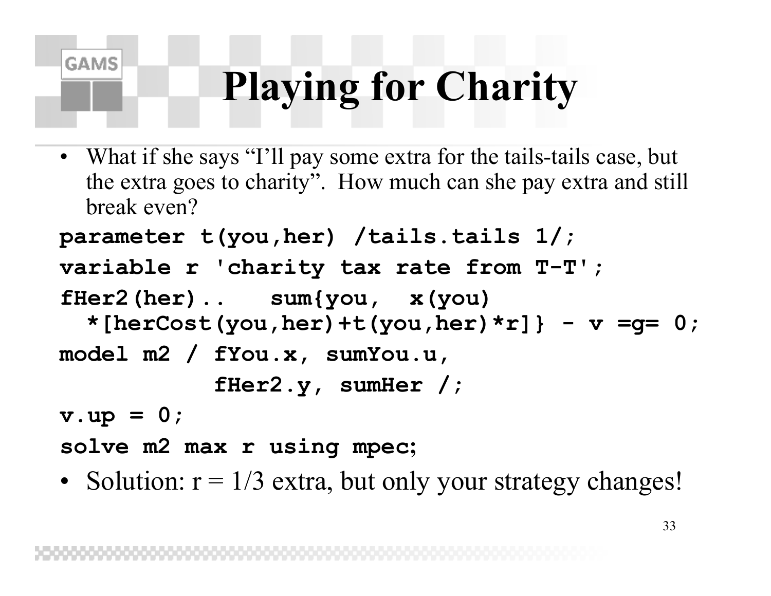# Playing for Charity

- What if she says "I'll pay some extra for the tails-tails case, but the extra goes to charity". How much can she pay extra and still break even?

```
parameter t(you,her) /tails.tails 1/;
variable r 'charity tax rate from T-T';
fHer2(her)..   sum{you,  x(you)
  *[herCost(you,her)+t(you,her)*r]} - v =g= 0;
model m2 / fYou.x, sumYou.u,
           fHer2.y, sumHer /;
v.up = 0;
solve m2 max r using mpec;
```

- Solution: r = 1/3 extra, but only your strategy changes!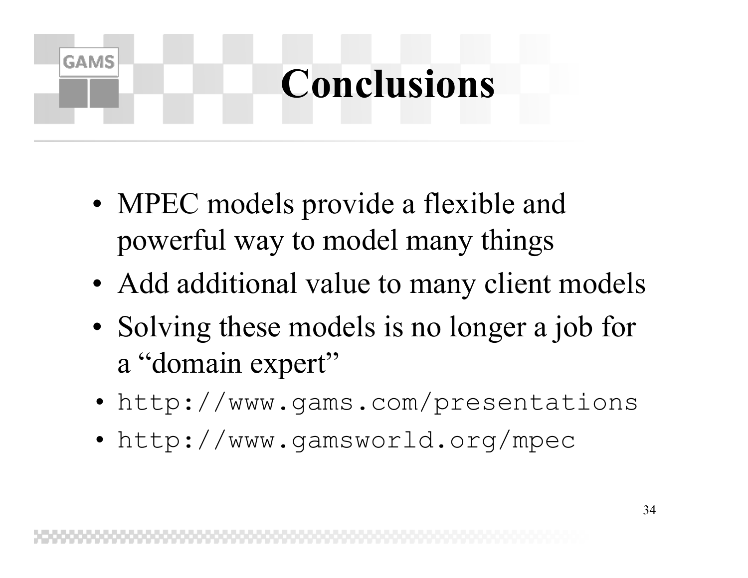# Conclusions

- MPEC models provide a flexible and powerful way to model many things
- Add additional value to many client models
- Solving these models is no longer a job for a "domain expert"
- `http://www.gams.com/presentations`
- `http://www.gamsworld.org/mpec`